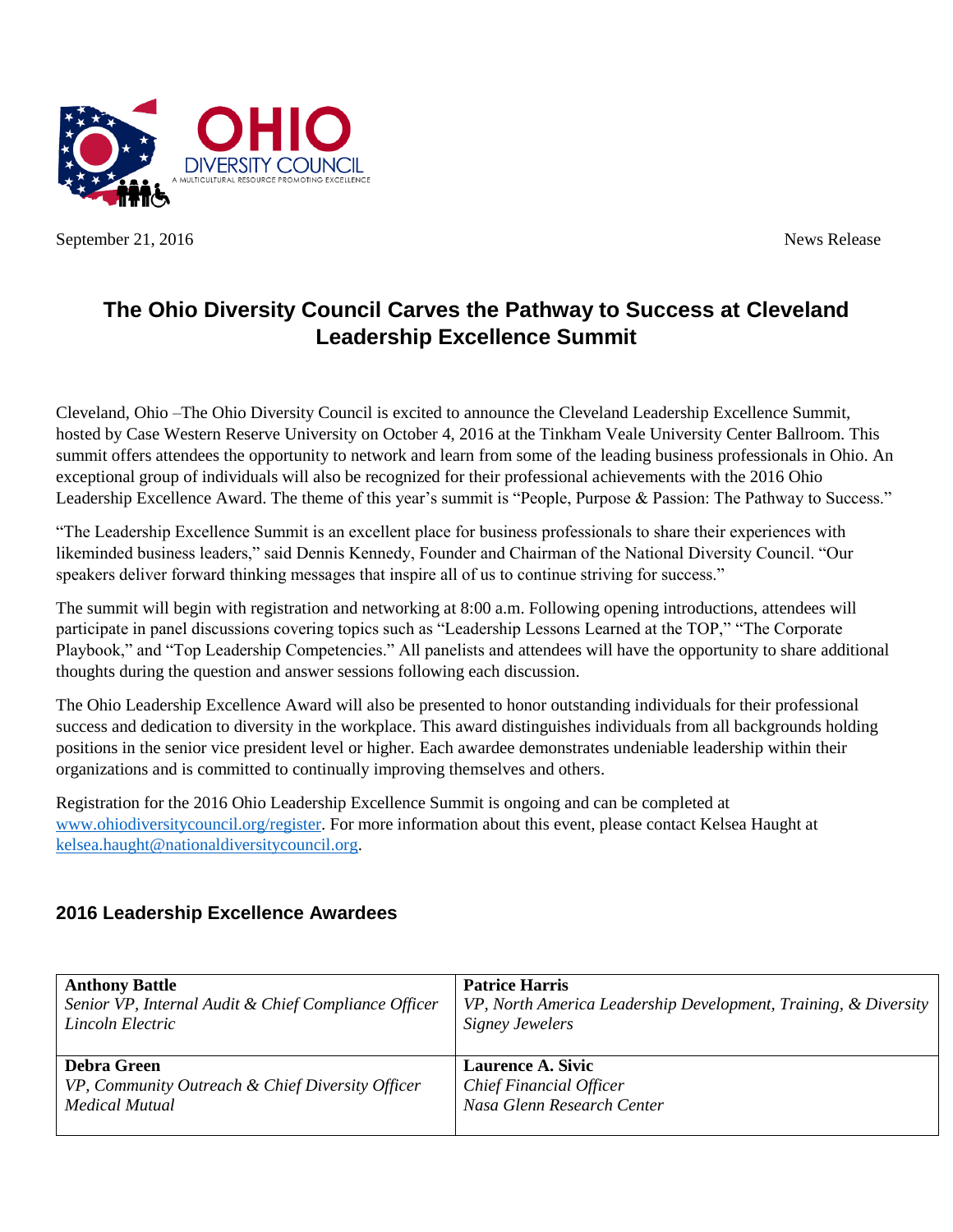OHIO DIVERSITY COUNCIL
A MULTICULTURAL RESOURCE PROMOTING EXCELLENCE

September 21, 2016 News Release

# The Ohio Diversity Council Carves the Pathway to Success at Cleveland Leadership Excellence Summit

Cleveland, Ohio –The Ohio Diversity Council is excited to announce the Cleveland Leadership Excellence Summit, hosted by Case Western Reserve University on October 4, 2016 at the Tinkham Veale University Center Ballroom. This summit offers attendees the opportunity to network and learn from some of the leading business professionals in Ohio. An exceptional group of individuals will also be recognized for their professional achievements with the 2016 Ohio Leadership Excellence Award. The theme of this year's summit is "People, Purpose & Passion: The Pathway to Success."

"The Leadership Excellence Summit is an excellent place for business professionals to share their experiences with likeminded business leaders," said Dennis Kennedy, Founder and Chairman of the National Diversity Council. "Our speakers deliver forward thinking messages that inspire all of us to continue striving for success."

The summit will begin with registration and networking at 8:00 a.m. Following opening introductions, attendees will participate in panel discussions covering topics such as "Leadership Lessons Learned at the TOP," "The Corporate Playbook," and "Top Leadership Competencies." All panelists and attendees will have the opportunity to share additional thoughts during the question and answer sessions following each discussion.

The Ohio Leadership Excellence Award will also be presented to honor outstanding individuals for their professional success and dedication to diversity in the workplace. This award distinguishes individuals from all backgrounds holding positions in the senior vice president level or higher. Each awardee demonstrates undeniable leadership within their organizations and is committed to continually improving themselves and others.

Registration for the 2016 Ohio Leadership Excellence Summit is ongoing and can be completed at www.ohiodiversitycouncil.org/register. For more information about this event, please contact Kelsea Haught at kelsea.haught@nationaldiversitycouncil.org.

## 2016 Leadership Excellence Awardees

| | |
|---|---|
| **Anthony Battle**<br>*Senior VP, Internal Audit & Chief Compliance Officer*<br>*Lincoln Electric* | **Patrice Harris**<br>*VP, North America Leadership Development, Training, & Diversity*<br>*Signey Jewelers* |
| **Debra Green**<br>*VP, Community Outreach & Chief Diversity Officer*<br>*Medical Mutual* | **Laurence A. Sivic**<br>*Chief Financial Officer*<br>*Nasa Glenn Research Center* |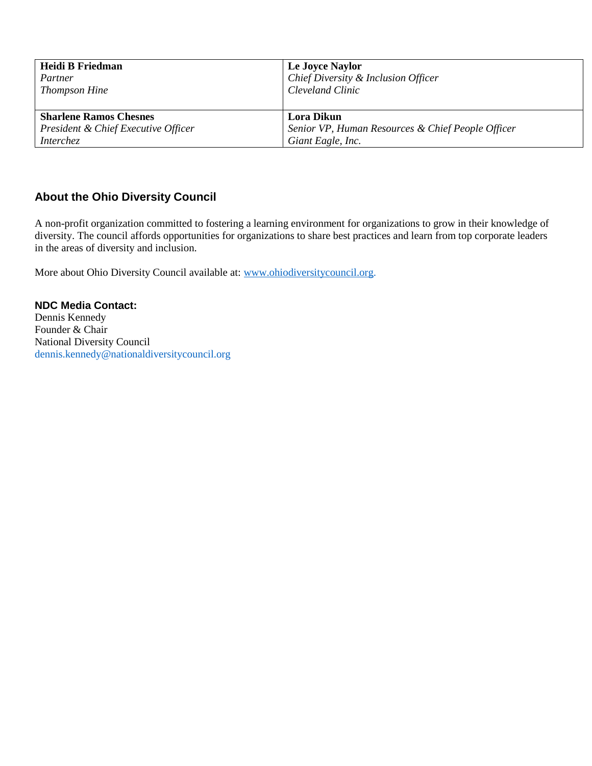| | |
|---|---|
| **Heidi B Friedman**<br>*Partner*<br>*Thompson Hine* | **Le Joyce Naylor**<br>*Chief Diversity & Inclusion Officer*<br>*Cleveland Clinic* |
| **Sharlene Ramos Chesnes**<br>*President & Chief Executive Officer*<br>*Interchez* | **Lora Dikun**<br>*Senior VP, Human Resources & Chief People Officer*<br>*Giant Eagle, Inc.* |

## About the Ohio Diversity Council

A non-profit organization committed to fostering a learning environment for organizations to grow in their knowledge of diversity. The council affords opportunities for organizations to share best practices and learn from top corporate leaders in the areas of diversity and inclusion.

More about Ohio Diversity Council available at: [www.ohiodiversitycouncil.org](http://www.ohiodiversitycouncil.org).

**NDC Media Contact:**
Dennis Kennedy
Founder & Chair
National Diversity Council
dennis.kennedy@nationaldiversitycouncil.org